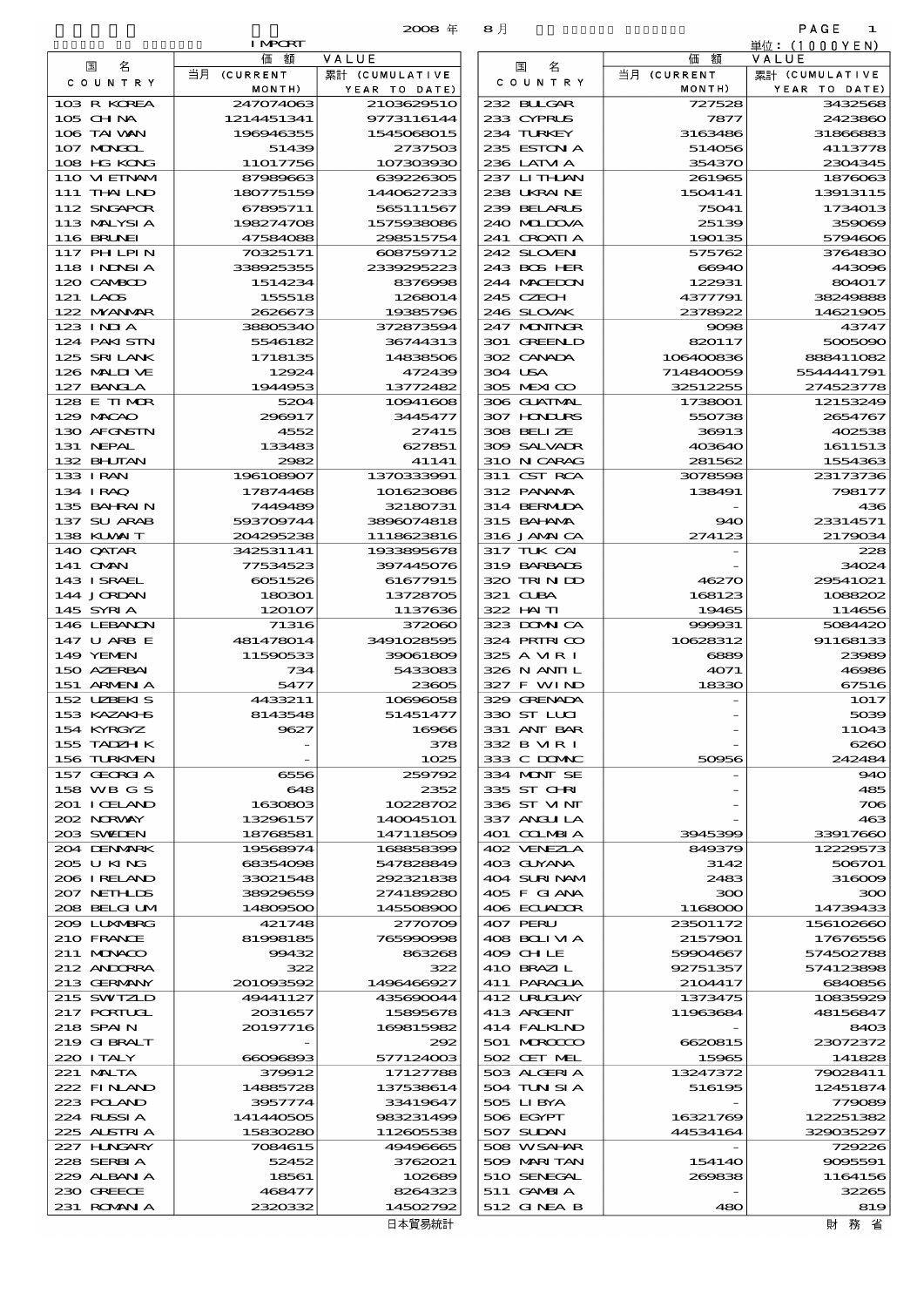IMPORT

2008 年 8 月

単位：(1000YEN)

| 国名 COUNTRY | 価額 VALUE 当月 (CURRENT MONTH) | 累計 (CUMULATIVE YEAR TO DATE) |
|---|---|---|
| 103 R KOREA | 247074063 | 2103629510 |
| 105 CHINA | 1214451341 | 9773116144 |
| 106 TAIWAN | 196946355 | 1545068015 |
| 107 MONGOL | 51439 | 2737503 |
| 108 HG KONG | 11017756 | 107303930 |
| 110 VIETNAM | 87989663 | 639226305 |
| 111 THAILND | 180775159 | 1440627233 |
| 112 SNGAPOR | 67895711 | 565111567 |
| 113 MALYSIA | 198274708 | 1575938086 |
| 116 BRUNEI | 47584088 | 298515754 |
| 117 PHILPIN | 70325171 | 608759712 |
| 118 INDNSIA | 338925355 | 2339295223 |
| 120 CAMBOD | 1514234 | 8376998 |
| 121 LAOS | 155518 | 1268014 |
| 122 MYANMAR | 2626673 | 19385796 |
| 123 INDIA | 38805340 | 372873594 |
| 124 PAKISTN | 5546182 | 36744313 |
| 125 SRI LANK | 1718135 | 14838506 |
| 126 MALDIVE | 12924 | 472439 |
| 127 BANGLA | 1944953 | 13772482 |
| 128 E TIMOR | 5204 | 10941608 |
| 129 MACAO | 296917 | 3445477 |
| 130 AFGNSTN | 4552 | 27415 |
| 131 NEPAL | 133483 | 627851 |
| 132 BHUTAN | 2982 | 41141 |
| 133 IRAN | 196108907 | 1370333991 |
| 134 IRAQ | 17874468 | 101623086 |
| 135 BAHRAIN | 7449489 | 32180731 |
| 137 SU ARAB | 593709744 | 3896074818 |
| 138 KUWAIT | 204295238 | 1118623816 |
| 140 QATAR | 342531141 | 1933895678 |
| 141 OMAN | 77534523 | 397445076 |
| 143 ISRAEL | 6051526 | 61677915 |
| 144 JORDAN | 180301 | 13728705 |
| 145 SYRIA | 120107 | 1137636 |
| 146 LEBANON | 71316 | 372060 |
| 147 U ARB E | 481478014 | 3491028595 |
| 149 YEMEN | 11590533 | 39061809 |
| 150 AZERBAI | 734 | 5433083 |
| 151 ARMENIA | 5477 | 23605 |
| 152 UZBEKIS | 4433211 | 10696058 |
| 153 KAZAKHS | 8143548 | 51451477 |
| 154 KYRGYZ | 9627 | 16966 |
| 155 TADZHIK | - | 378 |
| 156 TURKMEN | - | 1025 |
| 157 GEORGIA | 6556 | 259792 |
| 158 WB G S | 648 | 2352 |
| 201 ICELAND | 1630803 | 10228702 |
| 202 NORWAY | 13296157 | 140045101 |
| 203 SWEDEN | 18768581 | 147118509 |
| 204 DENMARK | 19568974 | 168858399 |
| 205 U KING | 68354098 | 547828849 |
| 206 IRELAND | 33021548 | 292321838 |
| 207 NETHLDS | 38929659 | 274189280 |
| 208 BELGIUM | 14809500 | 145508900 |
| 209 LUXMBRG | 421748 | 2770709 |
| 210 FRANCE | 81998185 | 765990998 |
| 211 MONACO | 99432 | 863268 |
| 212 ANDORRA | 322 | 322 |
| 213 GERMANY | 201093592 | 1496466927 |
| 215 SWITZLD | 49441127 | 435690044 |
| 217 PORTUGL | 2031657 | 15895678 |
| 218 SPAIN | 20197716 | 169815982 |
| 219 GIBRALT | - | 292 |
| 220 ITALY | 66096893 | 577124003 |
| 221 MALTA | 379912 | 17127788 |
| 222 FINLAND | 14885728 | 137538614 |
| 223 POLAND | 3957774 | 33419647 |
| 224 RUSSIA | 141440505 | 983231499 |
| 225 AUSTRIA | 15830280 | 112605538 |
| 227 HUNGARY | 7084615 | 49496665 |
| 228 SERBIA | 52452 | 3762021 |
| 229 ALBANIA | 18561 | 102689 |
| 230 GREECE | 468477 | 8264323 |
| 231 ROMANIA | 2320332 | 14502792 |
| 232 BULGAR | 727528 | 3432568 |
| 233 CYPRUS | 7877 | 2423860 |
| 234 TURKEY | 3163486 | 31866883 |
| 235 ESTONIA | 514056 | 4113778 |
| 236 LATVIA | 354370 | 2304345 |
| 237 LITHUAN | 261965 | 1876063 |
| 238 UKRAINE | 1504141 | 13913115 |
| 239 BELARUS | 75041 | 1734013 |
| 240 MOLDOVA | 25139 | 359069 |
| 241 CROATIA | 190135 | 5794606 |
| 242 SLOVEN | 575762 | 3764830 |
| 243 BOS HER | 66940 | 443096 |
| 244 MACEDON | 122931 | 804017 |
| 245 CZECH | 4377791 | 38249888 |
| 246 SLOVAK | 2378922 | 14621905 |
| 247 MONTNGR | 9098 | 43747 |
| 301 GREENLD | 820117 | 5005090 |
| 302 CANADA | 106400836 | 888411082 |
| 304 USA | 714840059 | 5544441791 |
| 305 MEXICO | 32512255 | 274523778 |
| 306 GUATMAL | 1738001 | 12153249 |
| 307 HONDURS | 550738 | 2654767 |
| 308 BELIZE | 36913 | 402538 |
| 309 SALVADR | 403640 | 1611513 |
| 310 NICARAG | 281562 | 1554363 |
| 311 CST RCA | 3078598 | 23173736 |
| 312 PANAMA | 138491 | 798177 |
| 314 BERMUDA | - | 436 |
| 315 BAHAMA | 940 | 23314571 |
| 316 JAMAICA | 274123 | 2179034 |
| 317 TUK CAI | - | 228 |
| 319 BARBADS | - | 34024 |
| 320 TRINIDD | 46270 | 29541021 |
| 321 CUBA | 168123 | 1088202 |
| 322 HAITI | 19465 | 114656 |
| 323 DOMNICA | 999931 | 5084420 |
| 324 PRTRICO | 10628312 | 91168133 |
| 325 A VIRI | 6889 | 23989 |
| 326 N ANTIL | 4071 | 46986 |
| 327 F WIND | 18330 | 67516 |
| 329 GRENADA | - | 1017 |
| 330 ST LUCI | - | 5039 |
| 331 ANT BAR | - | 11043 |
| 332 B VIRI | - | 6260 |
| 333 C DOMNC | 50956 | 242484 |
| 334 MONT SE | - | 940 |
| 335 ST CHRI | - | 485 |
| 336 ST VINT | - | 706 |
| 337 ANGUILA | - | 463 |
| 401 COLMBIA | 3945399 | 33917660 |
| 402 VENEZLA | 849379 | 12229573 |
| 403 GUYANA | 3142 | 506701 |
| 404 SURINAM | 2483 | 316009 |
| 405 F GIANA | 300 | 300 |
| 406 ECUADOR | 1168000 | 14739433 |
| 407 PERU | 23501172 | 156102660 |
| 408 BOLIVIA | 2157901 | 17676556 |
| 409 CHILE | 59904667 | 574502788 |
| 410 BRAZIL | 92751357 | 574123898 |
| 411 PARAGUA | 2104417 | 6840856 |
| 412 URUGUAY | 1373475 | 10835929 |
| 413 ARGENT | 11963684 | 48156847 |
| 414 FALKLND | - | 8403 |
| 501 MOROCCO | 6620815 | 23072372 |
| 502 CET MEL | 15965 | 141828 |
| 503 ALGERIA | 13247372 | 79028411 |
| 504 TUNISIA | 516195 | 12451874 |
| 505 LIBYA | - | 779089 |
| 506 EGYPT | 16321769 | 122251382 |
| 507 SUDAN | 44534164 | 329035297 |
| 508 WSAHAR | - | 729226 |
| 509 MARITAN | 154140 | 9095591 |
| 510 SENEGAL | 269838 | 1164156 |
| 511 GAMBIA | - | 32265 |
| 512 GINEA B | 480 | 819 |

日本貿易統計　　財務省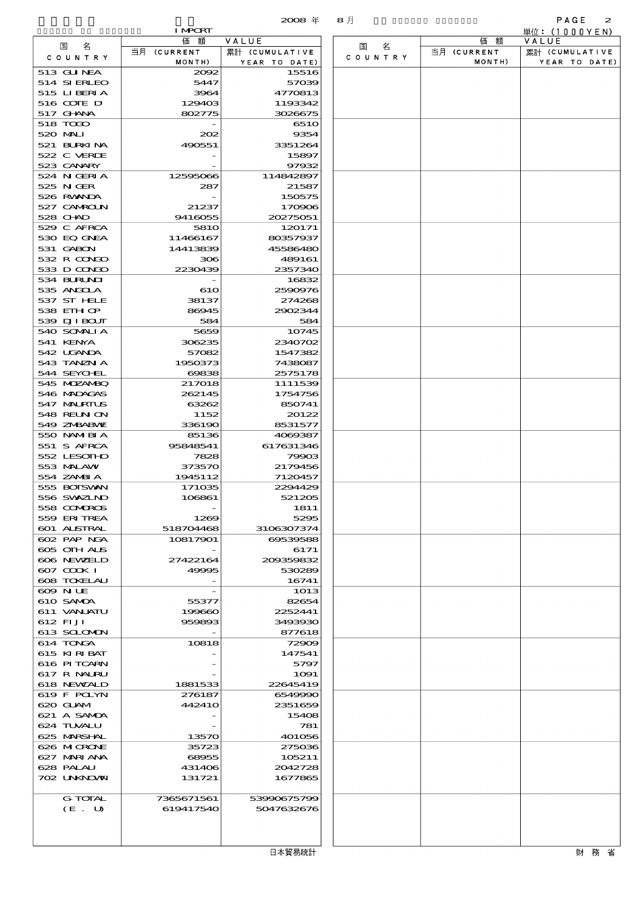2008 年 8 月

IMPORT

単位：(1000YEN)

| 国 名 COUNTRY | 価 額 VALUE 当月 (CURRENT MONTH) | 累計 (CUMULATIVE YEAR TO DATE) |
|---|---|---|
| 513 GUINEA | 2092 | 15516 |
| 514 SIERLEO | 5447 | 57039 |
| 515 LIBERIA | 3964 | 4770813 |
| 516 COTE D | 129403 | 1193342 |
| 517 GHANA | 802775 | 3026675 |
| 518 TOGO | - | 6510 |
| 520 MALI | 202 | 9354 |
| 521 BURKINA | 490551 | 3351264 |
| 522 C VERDE | - | 15897 |
| 523 CANARY | - | 97932 |
| 524 NIGERIA | 12595066 | 114842897 |
| 525 NIGER | 287 | 21587 |
| 526 RWANDA | - | 150575 |
| 527 CAMROUN | 21237 | 170906 |
| 528 CHAD | 9416055 | 20275051 |
| 529 C AFRCA | 5810 | 120171 |
| 530 EQ GNEA | 11466167 | 80357937 |
| 531 GABON | 14413839 | 45586480 |
| 532 R CONGO | 306 | 489161 |
| 533 D CONGO | 2230439 | 2357340 |
| 534 BURUNDI | - | 16832 |
| 535 ANGOLA | 610 | 2590976 |
| 537 ST HELE | 38137 | 274268 |
| 538 ETHIOP | 86945 | 2902344 |
| 539 DJIBOUT | 584 | 584 |
| 540 SOMALIA | 5659 | 10745 |
| 541 KENYA | 306235 | 2340702 |
| 542 UGANDA | 57082 | 1547382 |
| 543 TANZNIA | 1950373 | 7438087 |
| 544 SEYCHEL | 69838 | 2575178 |
| 545 MOZAMBQ | 217018 | 1111539 |
| 546 MADAGAS | 262145 | 1754756 |
| 547 MAURTUS | 63262 | 850741 |
| 548 REUNION | 1152 | 20122 |
| 549 ZMBABWE | 336190 | 8531577 |
| 550 NAMIBIA | 85136 | 4069387 |
| 551 S AFRCA | 95848541 | 617631346 |
| 552 LESOTHO | 7828 | 79903 |
| 553 MALAWI | 373570 | 2179456 |
| 554 ZAMBIA | 1945112 | 7120457 |
| 555 BOTSWAN | 171035 | 2294429 |
| 556 SWAZLND | 106861 | 521205 |
| 558 COMOROS | - | 1811 |
| 559 ERITREA | 1269 | 5295 |
| 601 AUSTRAL | 518704468 | 3106307374 |
| 602 PAP NGA | 10817901 | 69539588 |
| 605 OTH AUS | - | 6171 |
| 606 NEWZELD | 27422164 | 209359832 |
| 607 COOK I | 49995 | 530289 |
| 608 TOKELAU | - | 16741 |
| 609 NIUE | - | 1013 |
| 610 SAMOA | 55377 | 82654 |
| 611 VANUATU | 199660 | 2252441 |
| 612 FIJI | 959893 | 3493930 |
| 613 SOLOMON | - | 877618 |
| 614 TONGA | 10818 | 72909 |
| 615 KIRIBAT | - | 147541 |
| 616 PITCARN | - | 5797 |
| 617 R NAURU | - | 1091 |
| 618 NEWCALD | 1881533 | 22645419 |
| 619 F POLYN | 276187 | 6549990 |
| 620 GUAM | 442410 | 2351659 |
| 621 A SAMOA | - | 15408 |
| 624 TUVALU | - | 781 |
| 625 MARSHAL | 13570 | 401056 |
| 626 MICRONE | 35723 | 275036 |
| 627 MARIANA | 68955 | 105211 |
| 628 PALAU | 431406 | 2042728 |
| 702 UNKNOWN | 131721 | 1677865 |
| G-TOTAL | 7365671561 | 53990675799 |
| (E. U) | 619417540 | 5047632676 |

日本貿易統計

財 務 省